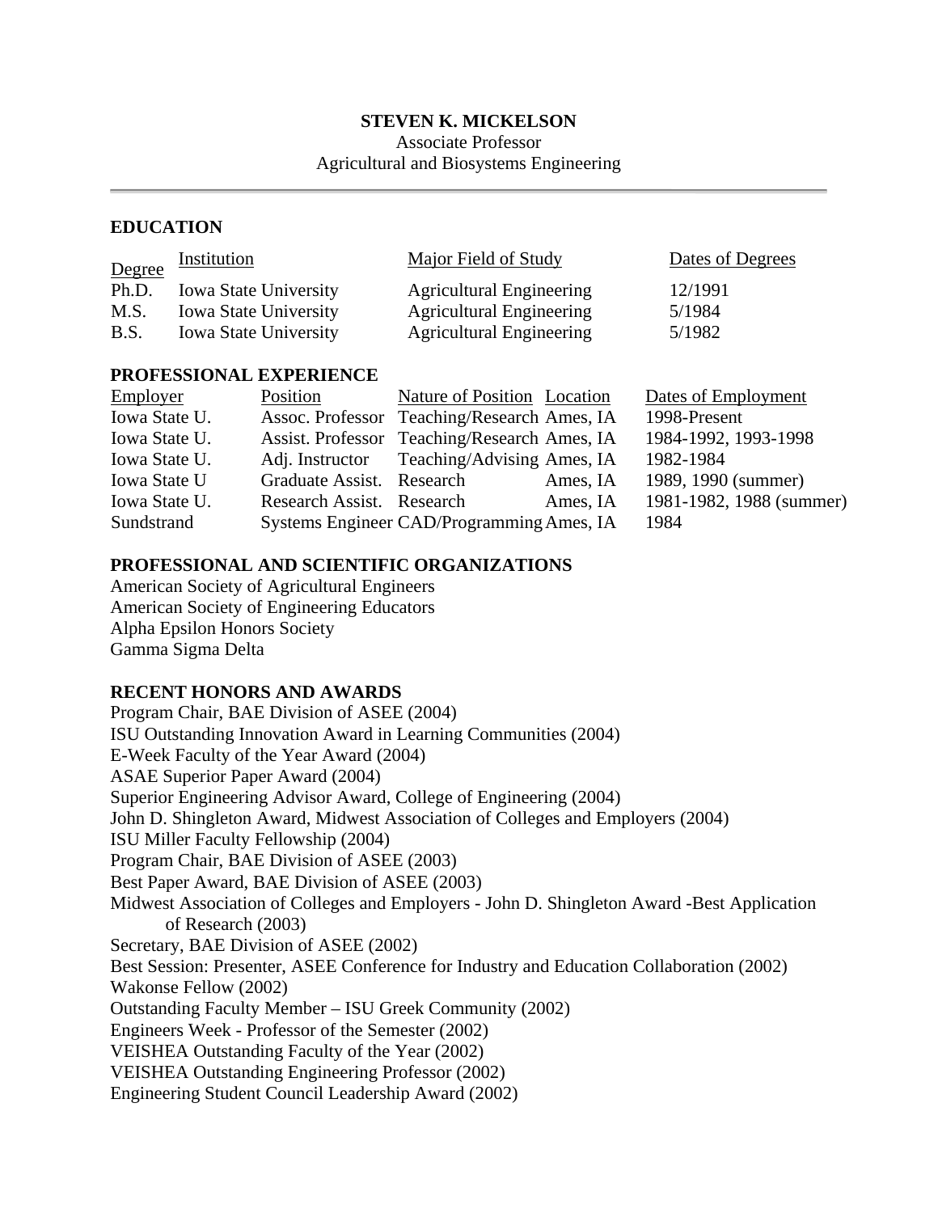**STEVEN K. MICKELSON**

Associate Professor

Agricultural and Biosystems Engineering

## EDUCATION

| Degree | Institution | Major Field of Study | Dates of Degrees |
|---|---|---|---|
| Ph.D. | Iowa State University | Agricultural Engineering | 12/1991 |
| M.S. | Iowa State University | Agricultural Engineering | 5/1984 |
| B.S. | Iowa State University | Agricultural Engineering | 5/1982 |

## PROFESSIONAL EXPERIENCE

| Employer | Position | Nature of Position | Location | Dates of Employment |
|---|---|---|---|---|
| Iowa State U. | Assoc. Professor | Teaching/Research | Ames, IA | 1998-Present |
| Iowa State U. | Assist. Professor | Teaching/Research | Ames, IA | 1984-1992, 1993-1998 |
| Iowa State U. | Adj. Instructor | Teaching/Advising | Ames, IA | 1982-1984 |
| Iowa State U | Graduate Assist. | Research | Ames, IA | 1989, 1990 (summer) |
| Iowa State U. | Research Assist. | Research | Ames, IA | 1981-1982, 1988 (summer) |
| Sundstrand | Systems Engineer | CAD/Programming | Ames, IA | 1984 |

## PROFESSIONAL AND SCIENTIFIC ORGANIZATIONS

American Society of Agricultural Engineers
American Society of Engineering Educators
Alpha Epsilon Honors Society
Gamma Sigma Delta

## RECENT HONORS AND AWARDS

Program Chair, BAE Division of ASEE (2004)
ISU Outstanding Innovation Award in Learning Communities (2004)
E-Week Faculty of the Year Award (2004)
ASAE Superior Paper Award (2004)
Superior Engineering Advisor Award, College of Engineering (2004)
John D. Shingleton Award, Midwest Association of Colleges and Employers (2004)
ISU Miller Faculty Fellowship (2004)
Program Chair, BAE Division of ASEE (2003)
Best Paper Award, BAE Division of ASEE (2003)
Midwest Association of Colleges and Employers - John D. Shingleton Award -Best Application of Research (2003)
Secretary, BAE Division of ASEE (2002)
Best Session: Presenter, ASEE Conference for Industry and Education Collaboration (2002)
Wakonse Fellow (2002)
Outstanding Faculty Member – ISU Greek Community (2002)
Engineers Week - Professor of the Semester (2002)
VEISHEA Outstanding Faculty of the Year (2002)
VEISHEA Outstanding Engineering Professor (2002)
Engineering Student Council Leadership Award (2002)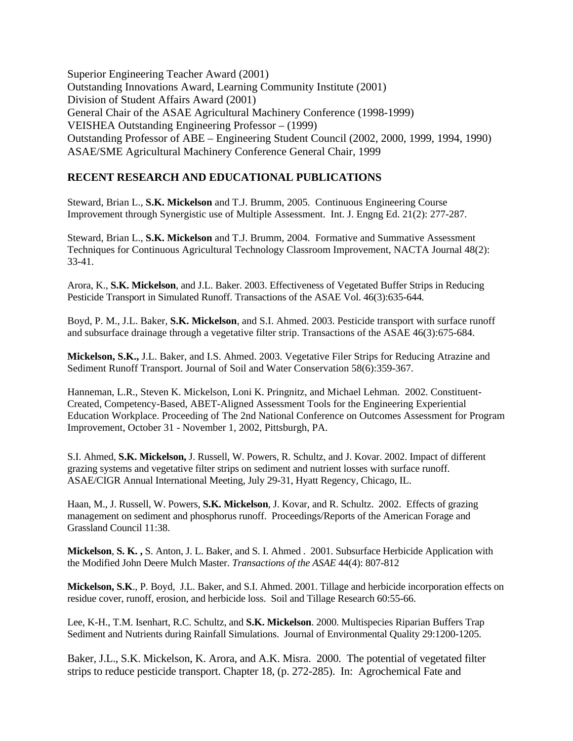Superior Engineering Teacher Award (2001)
Outstanding Innovations Award, Learning Community Institute (2001)
Division of Student Affairs Award (2001)
General Chair of the ASAE Agricultural Machinery Conference (1998-1999)
VEISHEA Outstanding Engineering Professor – (1999)
Outstanding Professor of ABE – Engineering Student Council (2002, 2000, 1999, 1994, 1990)
ASAE/SME Agricultural Machinery Conference General Chair, 1999

## RECENT RESEARCH AND EDUCATIONAL PUBLICATIONS

Steward, Brian L., **S.K. Mickelson** and T.J. Brumm, 2005. Continuous Engineering Course Improvement through Synergistic use of Multiple Assessment. Int. J. Engng Ed. 21(2): 277-287.

Steward, Brian L., **S.K. Mickelson** and T.J. Brumm, 2004. Formative and Summative Assessment Techniques for Continuous Agricultural Technology Classroom Improvement, NACTA Journal 48(2): 33-41.

Arora, K., **S.K. Mickelson**, and J.L. Baker. 2003. Effectiveness of Vegetated Buffer Strips in Reducing Pesticide Transport in Simulated Runoff. Transactions of the ASAE Vol. 46(3):635-644.

Boyd, P. M., J.L. Baker, **S.K. Mickelson**, and S.I. Ahmed. 2003. Pesticide transport with surface runoff and subsurface drainage through a vegetative filter strip. Transactions of the ASAE 46(3):675-684.

**Mickelson, S.K.,** J.L. Baker, and I.S. Ahmed. 2003. Vegetative Filer Strips for Reducing Atrazine and Sediment Runoff Transport. Journal of Soil and Water Conservation 58(6):359-367.

Hanneman, L.R., Steven K. Mickelson, Loni K. Pringnitz, and Michael Lehman. 2002. Constituent-Created, Competency-Based, ABET-Aligned Assessment Tools for the Engineering Experiential Education Workplace. Proceeding of The 2nd National Conference on Outcomes Assessment for Program Improvement, October 31 - November 1, 2002, Pittsburgh, PA.

S.I. Ahmed, **S.K. Mickelson,** J. Russell, W. Powers, R. Schultz, and J. Kovar. 2002. Impact of different grazing systems and vegetative filter strips on sediment and nutrient losses with surface runoff. ASAE/CIGR Annual International Meeting, July 29-31, Hyatt Regency, Chicago, IL.

Haan, M., J. Russell, W. Powers, **S.K. Mickelson**, J. Kovar, and R. Schultz. 2002. Effects of grazing management on sediment and phosphorus runoff. Proceedings/Reports of the American Forage and Grassland Council 11:38.

**Mickelson**, **S. K. ,** S. Anton, J. L. Baker, and S. I. Ahmed . 2001. Subsurface Herbicide Application with the Modified John Deere Mulch Master. *Transactions of the ASAE* 44(4): 807-812

**Mickelson, S.K**., P. Boyd, J.L. Baker, and S.I. Ahmed. 2001. Tillage and herbicide incorporation effects on residue cover, runoff, erosion, and herbicide loss. Soil and Tillage Research 60:55-66.

Lee, K-H., T.M. Isenhart, R.C. Schultz, and **S.K. Mickelson**. 2000. Multispecies Riparian Buffers Trap Sediment and Nutrients during Rainfall Simulations. Journal of Environmental Quality 29:1200-1205.

Baker, J.L., S.K. Mickelson, K. Arora, and A.K. Misra. 2000. The potential of vegetated filter strips to reduce pesticide transport. Chapter 18, (p. 272-285). In: Agrochemical Fate and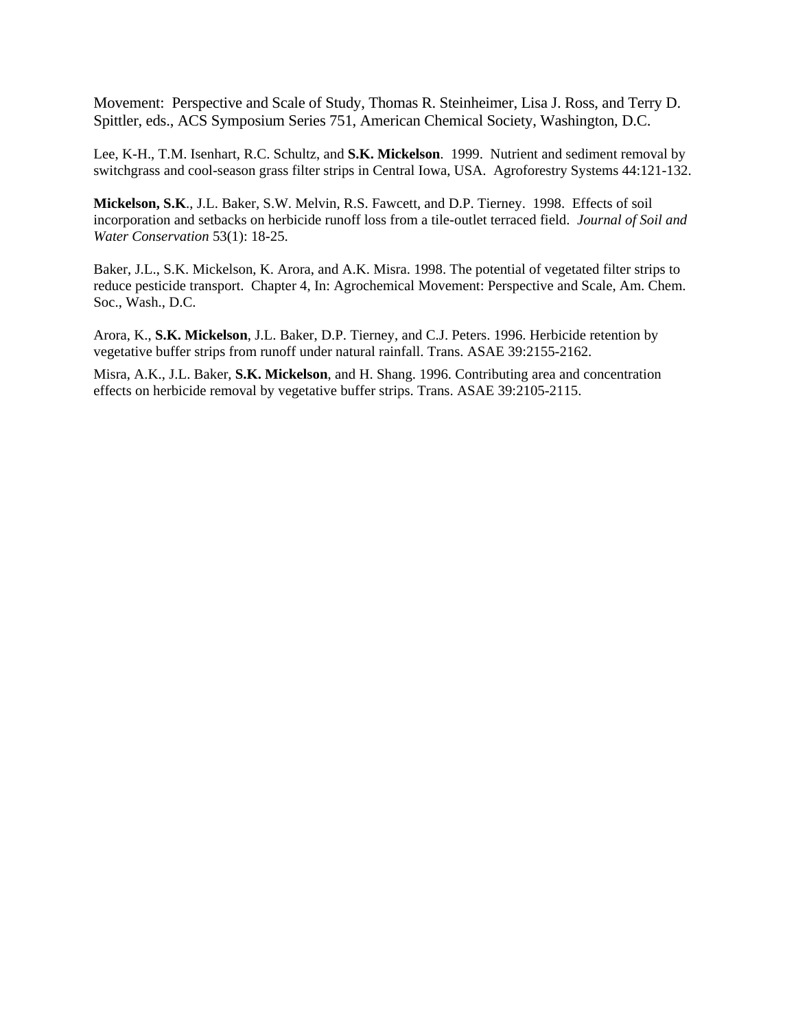Movement: Perspective and Scale of Study, Thomas R. Steinheimer, Lisa J. Ross, and Terry D. Spittler, eds., ACS Symposium Series 751, American Chemical Society, Washington, D.C.

Lee, K-H., T.M. Isenhart, R.C. Schultz, and **S.K. Mickelson**. 1999. Nutrient and sediment removal by switchgrass and cool-season grass filter strips in Central Iowa, USA. Agroforestry Systems 44:121-132.

**Mickelson, S.K**., J.L. Baker, S.W. Melvin, R.S. Fawcett, and D.P. Tierney. 1998. Effects of soil incorporation and setbacks on herbicide runoff loss from a tile-outlet terraced field. *Journal of Soil and Water Conservation* 53(1): 18-25.

Baker, J.L., S.K. Mickelson, K. Arora, and A.K. Misra. 1998. The potential of vegetated filter strips to reduce pesticide transport. Chapter 4, In: Agrochemical Movement: Perspective and Scale, Am. Chem. Soc., Wash., D.C.

Arora, K., **S.K. Mickelson**, J.L. Baker, D.P. Tierney, and C.J. Peters. 1996. Herbicide retention by vegetative buffer strips from runoff under natural rainfall. Trans. ASAE 39:2155-2162.

Misra, A.K., J.L. Baker, **S.K. Mickelson**, and H. Shang. 1996. Contributing area and concentration effects on herbicide removal by vegetative buffer strips. Trans. ASAE 39:2105-2115.